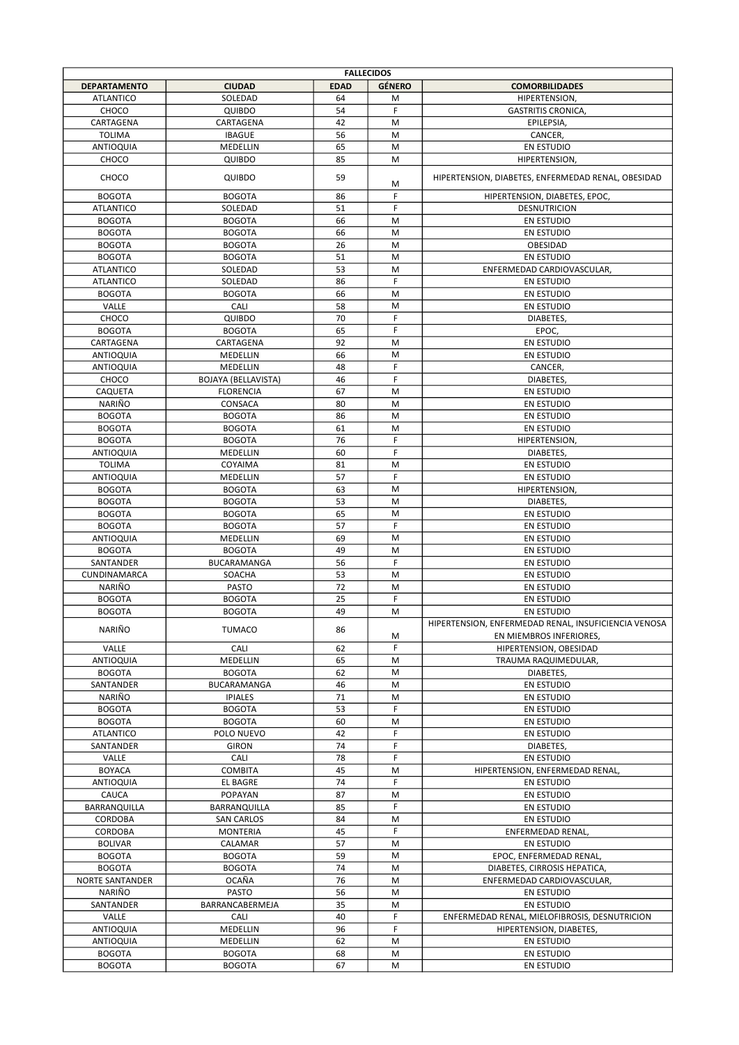| FALLECIDOS | | | | |
|---|---|---|---|---|
| DEPARTAMENTO | CIUDAD | EDAD | GÉNERO | COMORBILIDADES |
| ATLANTICO | SOLEDAD | 64 | M | HIPERTENSION, |
| CHOCO | QUIBDO | 54 | F | GASTRITIS CRONICA, |
| CARTAGENA | CARTAGENA | 42 | M | EPILEPSIA, |
| TOLIMA | IBAGUE | 56 | M | CANCER, |
| ANTIOQUIA | MEDELLIN | 65 | M | EN ESTUDIO |
| CHOCO | QUIBDO | 85 | M | HIPERTENSION, |
| CHOCO | QUIBDO | 59 | M | HIPERTENSION, DIABETES, ENFERMEDAD RENAL, OBESIDAD |
| BOGOTA | BOGOTA | 86 | F | HIPERTENSION, DIABETES, EPOC, |
| ATLANTICO | SOLEDAD | 51 | F | DESNUTRICION |
| BOGOTA | BOGOTA | 66 | M | EN ESTUDIO |
| BOGOTA | BOGOTA | 66 | M | EN ESTUDIO |
| BOGOTA | BOGOTA | 26 | M | OBESIDAD |
| BOGOTA | BOGOTA | 51 | M | EN ESTUDIO |
| ATLANTICO | SOLEDAD | 53 | M | ENFERMEDAD CARDIOVASCULAR, |
| ATLANTICO | SOLEDAD | 86 | F | EN ESTUDIO |
| BOGOTA | BOGOTA | 66 | M | EN ESTUDIO |
| VALLE | CALI | 58 | M | EN ESTUDIO |
| CHOCO | QUIBDO | 70 | F | DIABETES, |
| BOGOTA | BOGOTA | 65 | F | EPOC, |
| CARTAGENA | CARTAGENA | 92 | M | EN ESTUDIO |
| ANTIOQUIA | MEDELLIN | 66 | M | EN ESTUDIO |
| ANTIOQUIA | MEDELLIN | 48 | F | CANCER, |
| CHOCO | BOJAYA (BELLAVISTA) | 46 | F | DIABETES, |
| CAQUETA | FLORENCIA | 67 | M | EN ESTUDIO |
| NARIÑO | CONSACA | 80 | M | EN ESTUDIO |
| BOGOTA | BOGOTA | 86 | M | EN ESTUDIO |
| BOGOTA | BOGOTA | 61 | M | EN ESTUDIO |
| BOGOTA | BOGOTA | 76 | F | HIPERTENSION, |
| ANTIOQUIA | MEDELLIN | 60 | F | DIABETES, |
| TOLIMA | COYAIMA | 81 | M | EN ESTUDIO |
| ANTIOQUIA | MEDELLIN | 57 | F | EN ESTUDIO |
| BOGOTA | BOGOTA | 63 | M | HIPERTENSION, |
| BOGOTA | BOGOTA | 53 | M | DIABETES, |
| BOGOTA | BOGOTA | 65 | M | EN ESTUDIO |
| BOGOTA | BOGOTA | 57 | F | EN ESTUDIO |
| ANTIOQUIA | MEDELLIN | 69 | M | EN ESTUDIO |
| BOGOTA | BOGOTA | 49 | M | EN ESTUDIO |
| SANTANDER | BUCARAMANGA | 56 | F | EN ESTUDIO |
| CUNDINAMARCA | SOACHA | 53 | M | EN ESTUDIO |
| NARIÑO | PASTO | 72 | M | EN ESTUDIO |
| BOGOTA | BOGOTA | 25 | F | EN ESTUDIO |
| BOGOTA | BOGOTA | 49 | M | EN ESTUDIO |
| NARIÑO | TUMACO | 86 | M | HIPERTENSION, ENFERMEDAD RENAL, INSUFICIENCIA VENOSA EN MIEMBROS INFERIORES, |
| VALLE | CALI | 62 | F | HIPERTENSION, OBESIDAD |
| ANTIOQUIA | MEDELLIN | 65 | M | TRAUMA RAQUIMEDULAR, |
| BOGOTA | BOGOTA | 62 | M | DIABETES, |
| SANTANDER | BUCARAMANGA | 46 | M | EN ESTUDIO |
| NARIÑO | IPIALES | 71 | M | EN ESTUDIO |
| BOGOTA | BOGOTA | 53 | F | EN ESTUDIO |
| BOGOTA | BOGOTA | 60 | M | EN ESTUDIO |
| ATLANTICO | POLO NUEVO | 42 | F | EN ESTUDIO |
| SANTANDER | GIRON | 74 | F | DIABETES, |
| VALLE | CALI | 78 | F | EN ESTUDIO |
| BOYACA | COMBITA | 45 | M | HIPERTENSION, ENFERMEDAD RENAL, |
| ANTIOQUIA | EL BAGRE | 74 | F | EN ESTUDIO |
| CAUCA | POPAYAN | 87 | M | EN ESTUDIO |
| BARRANQUILLA | BARRANQUILLA | 85 | F | EN ESTUDIO |
| CORDOBA | SAN CARLOS | 84 | M | EN ESTUDIO |
| CORDOBA | MONTERIA | 45 | F | ENFERMEDAD RENAL, |
| BOLIVAR | CALAMAR | 57 | M | EN ESTUDIO |
| BOGOTA | BOGOTA | 59 | M | EPOC, ENFERMEDAD RENAL, |
| BOGOTA | BOGOTA | 74 | M | DIABETES, CIRROSIS HEPATICA, |
| NORTE SANTANDER | OCAÑA | 76 | M | ENFERMEDAD CARDIOVASCULAR, |
| NARIÑO | PASTO | 56 | M | EN ESTUDIO |
| SANTANDER | BARRANCABERMEJA | 35 | M | EN ESTUDIO |
| VALLE | CALI | 40 | F | ENFERMEDAD RENAL, MIELOFIBROSIS, DESNUTRICION |
| ANTIOQUIA | MEDELLIN | 96 | F | HIPERTENSION, DIABETES, |
| ANTIOQUIA | MEDELLIN | 62 | M | EN ESTUDIO |
| BOGOTA | BOGOTA | 68 | M | EN ESTUDIO |
| BOGOTA | BOGOTA | 67 | M | EN ESTUDIO |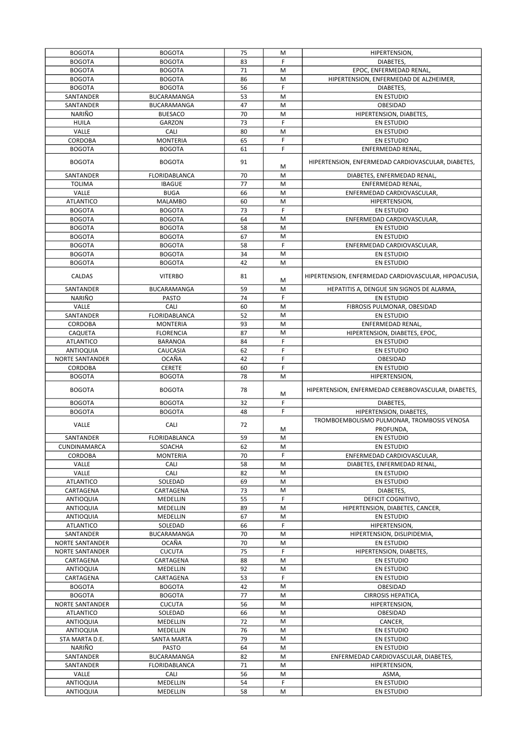| BOGOTA | BOGOTA | 75 | M | HIPERTENSION, |
|---|---|---|---|---|
| BOGOTA | BOGOTA | 83 | F | DIABETES, |
| BOGOTA | BOGOTA | 71 | M | EPOC, ENFERMEDAD RENAL, |
| BOGOTA | BOGOTA | 86 | M | HIPERTENSION, ENFERMEDAD DE ALZHEIMER, |
| BOGOTA | BOGOTA | 56 | F | DIABETES, |
| SANTANDER | BUCARAMANGA | 53 | M | EN ESTUDIO |
| SANTANDER | BUCARAMANGA | 47 | M | OBESIDAD |
| NARIÑO | BUESACO | 70 | M | HIPERTENSION, DIABETES, |
| HUILA | GARZON | 73 | F | EN ESTUDIO |
| VALLE | CALI | 80 | M | EN ESTUDIO |
| CORDOBA | MONTERIA | 65 | F | EN ESTUDIO |
| BOGOTA | BOGOTA | 61 | F | ENFERMEDAD RENAL, |
| BOGOTA | BOGOTA | 91 | M | HIPERTENSION, ENFERMEDAD CARDIOVASCULAR, DIABETES, |
| SANTANDER | FLORIDABLANCA | 70 | M | DIABETES, ENFERMEDAD RENAL, |
| TOLIMA | IBAGUE | 77 | M | ENFERMEDAD RENAL, |
| VALLE | BUGA | 66 | M | ENFERMEDAD CARDIOVASCULAR, |
| ATLANTICO | MALAMBO | 60 | M | HIPERTENSION, |
| BOGOTA | BOGOTA | 73 | F | EN ESTUDIO |
| BOGOTA | BOGOTA | 64 | M | ENFERMEDAD CARDIOVASCULAR, |
| BOGOTA | BOGOTA | 58 | M | EN ESTUDIO |
| BOGOTA | BOGOTA | 67 | M | EN ESTUDIO |
| BOGOTA | BOGOTA | 58 | F | ENFERMEDAD CARDIOVASCULAR, |
| BOGOTA | BOGOTA | 34 | M | EN ESTUDIO |
| BOGOTA | BOGOTA | 42 | M | EN ESTUDIO |
| CALDAS | VITERBO | 81 | M | HIPERTENSION, ENFERMEDAD CARDIOVASCULAR, HIPOACUSIA, |
| SANTANDER | BUCARAMANGA | 59 | M | HEPATITIS A, DENGUE SIN SIGNOS DE ALARMA, |
| NARIÑO | PASTO | 74 | F | EN ESTUDIO |
| VALLE | CALI | 60 | M | FIBROSIS PULMONAR, OBESIDAD |
| SANTANDER | FLORIDABLANCA | 52 | M | EN ESTUDIO |
| CORDOBA | MONTERIA | 93 | M | ENFERMEDAD RENAL, |
| CAQUETA | FLORENCIA | 87 | M | HIPERTENSION, DIABETES, EPOC, |
| ATLANTICO | BARANOA | 84 | F | EN ESTUDIO |
| ANTIOQUIA | CAUCASIA | 62 | F | EN ESTUDIO |
| NORTE SANTANDER | OCAÑA | 42 | F | OBESIDAD |
| CORDOBA | CERETE | 60 | F | EN ESTUDIO |
| BOGOTA | BOGOTA | 78 | M | HIPERTENSION, |
| BOGOTA | BOGOTA | 78 | M | HIPERTENSION, ENFERMEDAD CEREBROVASCULAR, DIABETES, |
| BOGOTA | BOGOTA | 32 | F | DIABETES, |
| BOGOTA | BOGOTA | 48 | F | HIPERTENSION, DIABETES, |
| VALLE | CALI | 72 | M | TROMBOEMBOLISMO PULMONAR, TROMBOSIS VENOSA PROFUNDA, |
| SANTANDER | FLORIDABLANCA | 59 | M | EN ESTUDIO |
| CUNDINAMARCA | SOACHA | 62 | M | EN ESTUDIO |
| CORDOBA | MONTERIA | 70 | F | ENFERMEDAD CARDIOVASCULAR, |
| VALLE | CALI | 58 | M | DIABETES, ENFERMEDAD RENAL, |
| VALLE | CALI | 82 | M | EN ESTUDIO |
| ATLANTICO | SOLEDAD | 69 | M | EN ESTUDIO |
| CARTAGENA | CARTAGENA | 73 | M | DIABETES, |
| ANTIOQUIA | MEDELLIN | 55 | F | DEFICIT COGNITIVO, |
| ANTIOQUIA | MEDELLIN | 89 | M | HIPERTENSION, DIABETES, CANCER, |
| ANTIOQUIA | MEDELLIN | 67 | M | EN ESTUDIO |
| ATLANTICO | SOLEDAD | 66 | F | HIPERTENSION, |
| SANTANDER | BUCARAMANGA | 70 | M | HIPERTENSION, DISLIPIDEMIA, |
| NORTE SANTANDER | OCAÑA | 70 | M | EN ESTUDIO |
| NORTE SANTANDER | CUCUTA | 75 | F | HIPERTENSION, DIABETES, |
| CARTAGENA | CARTAGENA | 88 | M | EN ESTUDIO |
| ANTIOQUIA | MEDELLIN | 92 | M | EN ESTUDIO |
| CARTAGENA | CARTAGENA | 53 | F | EN ESTUDIO |
| BOGOTA | BOGOTA | 42 | M | OBESIDAD |
| BOGOTA | BOGOTA | 77 | M | CIRROSIS HEPATICA, |
| NORTE SANTANDER | CUCUTA | 56 | M | HIPERTENSION, |
| ATLANTICO | SOLEDAD | 66 | M | OBESIDAD |
| ANTIOQUIA | MEDELLIN | 72 | M | CANCER, |
| ANTIOQUIA | MEDELLIN | 76 | M | EN ESTUDIO |
| STA MARTA D.E. | SANTA MARTA | 79 | M | EN ESTUDIO |
| NARIÑO | PASTO | 64 | M | EN ESTUDIO |
| SANTANDER | BUCARAMANGA | 82 | M | ENFERMEDAD CARDIOVASCULAR, DIABETES, |
| SANTANDER | FLORIDABLANCA | 71 | M | HIPERTENSION, |
| VALLE | CALI | 56 | M | ASMA, |
| ANTIOQUIA | MEDELLIN | 54 | F | EN ESTUDIO |
| ANTIOQUIA | MEDELLIN | 58 | M | EN ESTUDIO |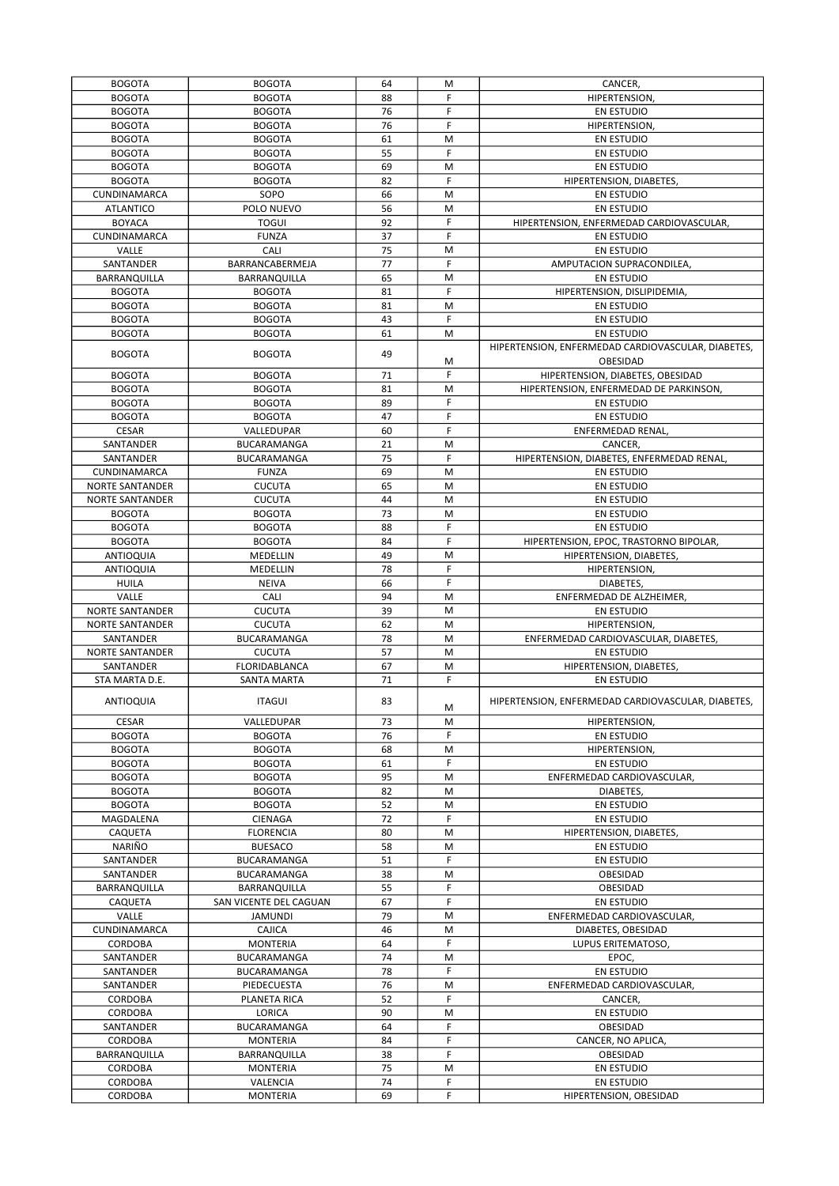| | | | | |
|---|---|---|---|---|
| BOGOTA | BOGOTA | 64 | M | CANCER, |
| BOGOTA | BOGOTA | 88 | F | HIPERTENSION, |
| BOGOTA | BOGOTA | 76 | F | EN ESTUDIO |
| BOGOTA | BOGOTA | 76 | F | HIPERTENSION, |
| BOGOTA | BOGOTA | 61 | M | EN ESTUDIO |
| BOGOTA | BOGOTA | 55 | F | EN ESTUDIO |
| BOGOTA | BOGOTA | 69 | M | EN ESTUDIO |
| BOGOTA | BOGOTA | 82 | F | HIPERTENSION, DIABETES, |
| CUNDINAMARCA | SOPO | 66 | M | EN ESTUDIO |
| ATLANTICO | POLO NUEVO | 56 | M | EN ESTUDIO |
| BOYACA | TOGUI | 92 | F | HIPERTENSION, ENFERMEDAD CARDIOVASCULAR, |
| CUNDINAMARCA | FUNZA | 37 | F | EN ESTUDIO |
| VALLE | CALI | 75 | M | EN ESTUDIO |
| SANTANDER | BARRANCABERMEJA | 77 | F | AMPUTACION SUPRACONDILEA, |
| BARRANQUILLA | BARRANQUILLA | 65 | M | EN ESTUDIO |
| BOGOTA | BOGOTA | 81 | F | HIPERTENSION, DISLIPIDEMIA, |
| BOGOTA | BOGOTA | 81 | M | EN ESTUDIO |
| BOGOTA | BOGOTA | 43 | F | EN ESTUDIO |
| BOGOTA | BOGOTA | 61 | M | EN ESTUDIO |
| BOGOTA | BOGOTA | 49 | M | HIPERTENSION, ENFERMEDAD CARDIOVASCULAR, DIABETES, OBESIDAD |
| BOGOTA | BOGOTA | 71 | F | HIPERTENSION, DIABETES, OBESIDAD |
| BOGOTA | BOGOTA | 81 | M | HIPERTENSION, ENFERMEDAD DE PARKINSON, |
| BOGOTA | BOGOTA | 89 | F | EN ESTUDIO |
| BOGOTA | BOGOTA | 47 | F | EN ESTUDIO |
| CESAR | VALLEDUPAR | 60 | F | ENFERMEDAD RENAL, |
| SANTANDER | BUCARAMANGA | 21 | M | CANCER, |
| SANTANDER | BUCARAMANGA | 75 | F | HIPERTENSION, DIABETES, ENFERMEDAD RENAL, |
| CUNDINAMARCA | FUNZA | 69 | M | EN ESTUDIO |
| NORTE SANTANDER | CUCUTA | 65 | M | EN ESTUDIO |
| NORTE SANTANDER | CUCUTA | 44 | M | EN ESTUDIO |
| BOGOTA | BOGOTA | 73 | M | EN ESTUDIO |
| BOGOTA | BOGOTA | 88 | F | EN ESTUDIO |
| BOGOTA | BOGOTA | 84 | F | HIPERTENSION, EPOC, TRASTORNO BIPOLAR, |
| ANTIOQUIA | MEDELLIN | 49 | M | HIPERTENSION, DIABETES, |
| ANTIOQUIA | MEDELLIN | 78 | F | HIPERTENSION, |
| HUILA | NEIVA | 66 | F | DIABETES, |
| VALLE | CALI | 94 | M | ENFERMEDAD DE ALZHEIMER, |
| NORTE SANTANDER | CUCUTA | 39 | M | EN ESTUDIO |
| NORTE SANTANDER | CUCUTA | 62 | M | HIPERTENSION, |
| SANTANDER | BUCARAMANGA | 78 | M | ENFERMEDAD CARDIOVASCULAR, DIABETES, |
| NORTE SANTANDER | CUCUTA | 57 | M | EN ESTUDIO |
| SANTANDER | FLORIDABLANCA | 67 | M | HIPERTENSION, DIABETES, |
| STA MARTA D.E. | SANTA MARTA | 71 | F | EN ESTUDIO |
| ANTIOQUIA | ITAGUI | 83 | M | HIPERTENSION, ENFERMEDAD CARDIOVASCULAR, DIABETES, |
| CESAR | VALLEDUPAR | 73 | M | HIPERTENSION, |
| BOGOTA | BOGOTA | 76 | F | EN ESTUDIO |
| BOGOTA | BOGOTA | 68 | M | HIPERTENSION, |
| BOGOTA | BOGOTA | 61 | F | EN ESTUDIO |
| BOGOTA | BOGOTA | 95 | M | ENFERMEDAD CARDIOVASCULAR, |
| BOGOTA | BOGOTA | 82 | M | DIABETES, |
| BOGOTA | BOGOTA | 52 | M | EN ESTUDIO |
| MAGDALENA | CIENAGA | 72 | F | EN ESTUDIO |
| CAQUETA | FLORENCIA | 80 | M | HIPERTENSION, DIABETES, |
| NARIÑO | BUESACO | 58 | M | EN ESTUDIO |
| SANTANDER | BUCARAMANGA | 51 | F | EN ESTUDIO |
| SANTANDER | BUCARAMANGA | 38 | M | OBESIDAD |
| BARRANQUILLA | BARRANQUILLA | 55 | F | OBESIDAD |
| CAQUETA | SAN VICENTE DEL CAGUAN | 67 | F | EN ESTUDIO |
| VALLE | JAMUNDI | 79 | M | ENFERMEDAD CARDIOVASCULAR, |
| CUNDINAMARCA | CAJICA | 46 | M | DIABETES, OBESIDAD |
| CORDOBA | MONTERIA | 64 | F | LUPUS ERITEMATOSO, |
| SANTANDER | BUCARAMANGA | 74 | M | EPOC, |
| SANTANDER | BUCARAMANGA | 78 | F | EN ESTUDIO |
| SANTANDER | PIEDECUESTA | 76 | M | ENFERMEDAD CARDIOVASCULAR, |
| CORDOBA | PLANETA RICA | 52 | F | CANCER, |
| CORDOBA | LORICA | 90 | M | EN ESTUDIO |
| SANTANDER | BUCARAMANGA | 64 | F | OBESIDAD |
| CORDOBA | MONTERIA | 84 | F | CANCER, NO APLICA, |
| BARRANQUILLA | BARRANQUILLA | 38 | F | OBESIDAD |
| CORDOBA | MONTERIA | 75 | M | EN ESTUDIO |
| CORDOBA | VALENCIA | 74 | F | EN ESTUDIO |
| CORDOBA | MONTERIA | 69 | F | HIPERTENSION, OBESIDAD |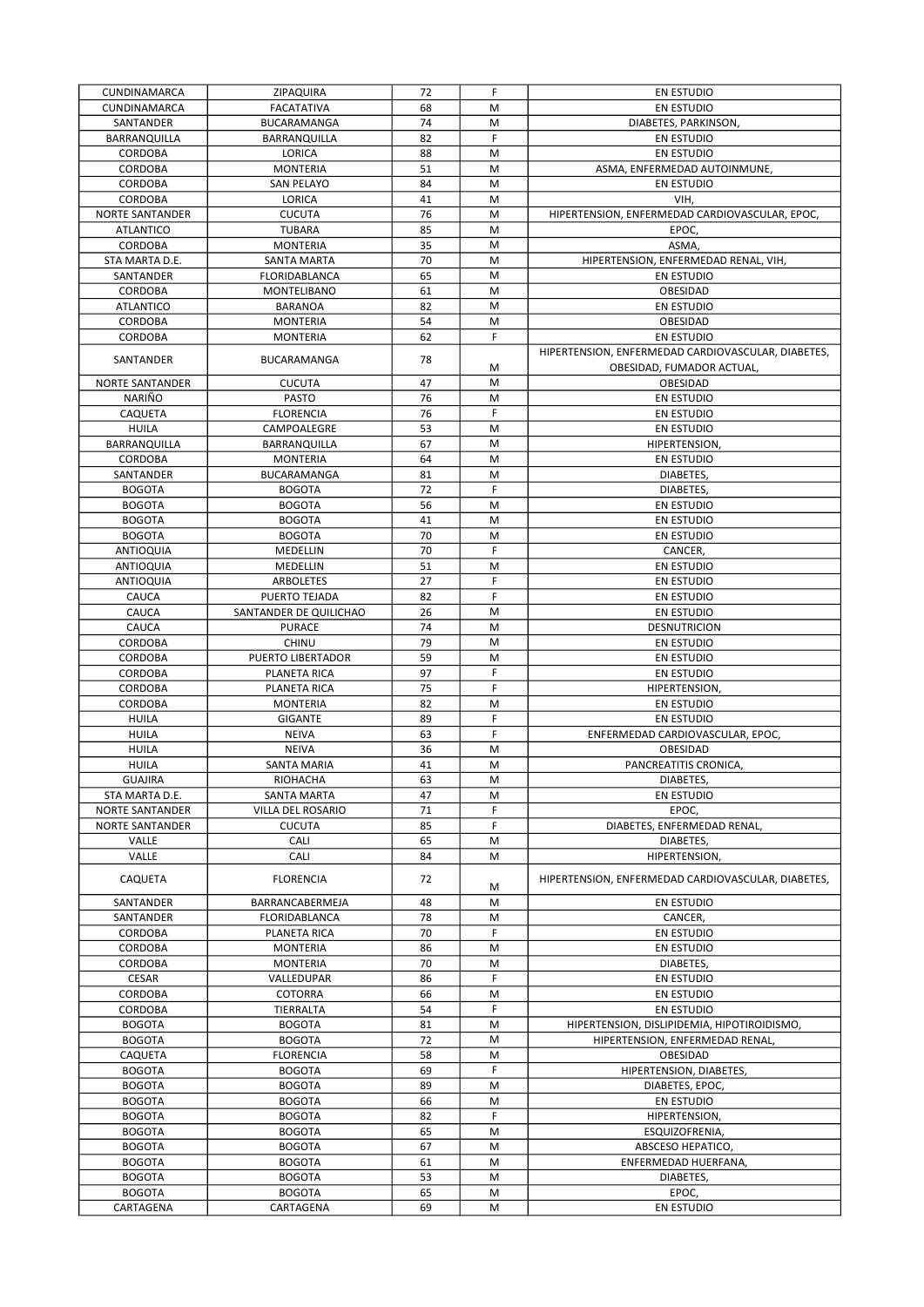| | | | | |
|---|---|---|---|---|
| CUNDINAMARCA | ZIPAQUIRA | 72 | F | EN ESTUDIO |
| CUNDINAMARCA | FACATATIVA | 68 | M | EN ESTUDIO |
| SANTANDER | BUCARAMANGA | 74 | M | DIABETES, PARKINSON, |
| BARRANQUILLA | BARRANQUILLA | 82 | F | EN ESTUDIO |
| CORDOBA | LORICA | 88 | M | EN ESTUDIO |
| CORDOBA | MONTERIA | 51 | M | ASMA, ENFERMEDAD AUTOINMUNE, |
| CORDOBA | SAN PELAYO | 84 | M | EN ESTUDIO |
| CORDOBA | LORICA | 41 | M | VIH, |
| NORTE SANTANDER | CUCUTA | 76 | M | HIPERTENSION, ENFERMEDAD CARDIOVASCULAR, EPOC, |
| ATLANTICO | TUBARA | 85 | M | EPOC, |
| CORDOBA | MONTERIA | 35 | M | ASMA, |
| STA MARTA D.E. | SANTA MARTA | 70 | M | HIPERTENSION, ENFERMEDAD RENAL, VIH, |
| SANTANDER | FLORIDABLANCA | 65 | M | EN ESTUDIO |
| CORDOBA | MONTELIBANO | 61 | M | OBESIDAD |
| ATLANTICO | BARANOA | 82 | M | EN ESTUDIO |
| CORDOBA | MONTERIA | 54 | M | OBESIDAD |
| CORDOBA | MONTERIA | 62 | F | EN ESTUDIO |
| SANTANDER | BUCARAMANGA | 78 | M | HIPERTENSION, ENFERMEDAD CARDIOVASCULAR, DIABETES, OBESIDAD, FUMADOR ACTUAL, |
| NORTE SANTANDER | CUCUTA | 47 | M | OBESIDAD |
| NARIÑO | PASTO | 76 | M | EN ESTUDIO |
| CAQUETA | FLORENCIA | 76 | F | EN ESTUDIO |
| HUILA | CAMPOALEGRE | 53 | M | EN ESTUDIO |
| BARRANQUILLA | BARRANQUILLA | 67 | M | HIPERTENSION, |
| CORDOBA | MONTERIA | 64 | M | EN ESTUDIO |
| SANTANDER | BUCARAMANGA | 81 | M | DIABETES, |
| BOGOTA | BOGOTA | 72 | F | DIABETES, |
| BOGOTA | BOGOTA | 56 | M | EN ESTUDIO |
| BOGOTA | BOGOTA | 41 | M | EN ESTUDIO |
| BOGOTA | BOGOTA | 70 | M | EN ESTUDIO |
| ANTIOQUIA | MEDELLIN | 70 | F | CANCER, |
| ANTIOQUIA | MEDELLIN | 51 | M | EN ESTUDIO |
| ANTIOQUIA | ARBOLETES | 27 | F | EN ESTUDIO |
| CAUCA | PUERTO TEJADA | 82 | F | EN ESTUDIO |
| CAUCA | SANTANDER DE QUILICHAO | 26 | M | EN ESTUDIO |
| CAUCA | PURACE | 74 | M | DESNUTRICION |
| CORDOBA | CHINU | 79 | M | EN ESTUDIO |
| CORDOBA | PUERTO LIBERTADOR | 59 | M | EN ESTUDIO |
| CORDOBA | PLANETA RICA | 97 | F | EN ESTUDIO |
| CORDOBA | PLANETA RICA | 75 | F | HIPERTENSION, |
| CORDOBA | MONTERIA | 82 | M | EN ESTUDIO |
| HUILA | GIGANTE | 89 | F | EN ESTUDIO |
| HUILA | NEIVA | 63 | F | ENFERMEDAD CARDIOVASCULAR, EPOC, |
| HUILA | NEIVA | 36 | M | OBESIDAD |
| HUILA | SANTA MARIA | 41 | M | PANCREATITIS CRONICA, |
| GUAJIRA | RIOHACHA | 63 | M | DIABETES, |
| STA MARTA D.E. | SANTA MARTA | 47 | M | EN ESTUDIO |
| NORTE SANTANDER | VILLA DEL ROSARIO | 71 | F | EPOC, |
| NORTE SANTANDER | CUCUTA | 85 | F | DIABETES, ENFERMEDAD RENAL, |
| VALLE | CALI | 65 | M | DIABETES, |
| VALLE | CALI | 84 | M | HIPERTENSION, |
| CAQUETA | FLORENCIA | 72 | M | HIPERTENSION, ENFERMEDAD CARDIOVASCULAR, DIABETES, |
| SANTANDER | BARRANCABERMEJA | 48 | M | EN ESTUDIO |
| SANTANDER | FLORIDABLANCA | 78 | M | CANCER, |
| CORDOBA | PLANETA RICA | 70 | F | EN ESTUDIO |
| CORDOBA | MONTERIA | 86 | M | EN ESTUDIO |
| CORDOBA | MONTERIA | 70 | M | DIABETES, |
| CESAR | VALLEDUPAR | 86 | F | EN ESTUDIO |
| CORDOBA | COTORRA | 66 | M | EN ESTUDIO |
| CORDOBA | TIERRALTA | 54 | F | EN ESTUDIO |
| BOGOTA | BOGOTA | 81 | M | HIPERTENSION, DISLIPIDEMIA, HIPOTIROIDISMO, |
| BOGOTA | BOGOTA | 72 | M | HIPERTENSION, ENFERMEDAD RENAL, |
| CAQUETA | FLORENCIA | 58 | M | OBESIDAD |
| BOGOTA | BOGOTA | 69 | F | HIPERTENSION, DIABETES, |
| BOGOTA | BOGOTA | 89 | M | DIABETES, EPOC, |
| BOGOTA | BOGOTA | 66 | M | EN ESTUDIO |
| BOGOTA | BOGOTA | 82 | F | HIPERTENSION, |
| BOGOTA | BOGOTA | 65 | M | ESQUIZOFRENIA, |
| BOGOTA | BOGOTA | 67 | M | ABSCESO HEPATICO, |
| BOGOTA | BOGOTA | 61 | M | ENFERMEDAD HUERFANA, |
| BOGOTA | BOGOTA | 53 | M | DIABETES, |
| BOGOTA | BOGOTA | 65 | M | EPOC, |
| CARTAGENA | CARTAGENA | 69 | M | EN ESTUDIO |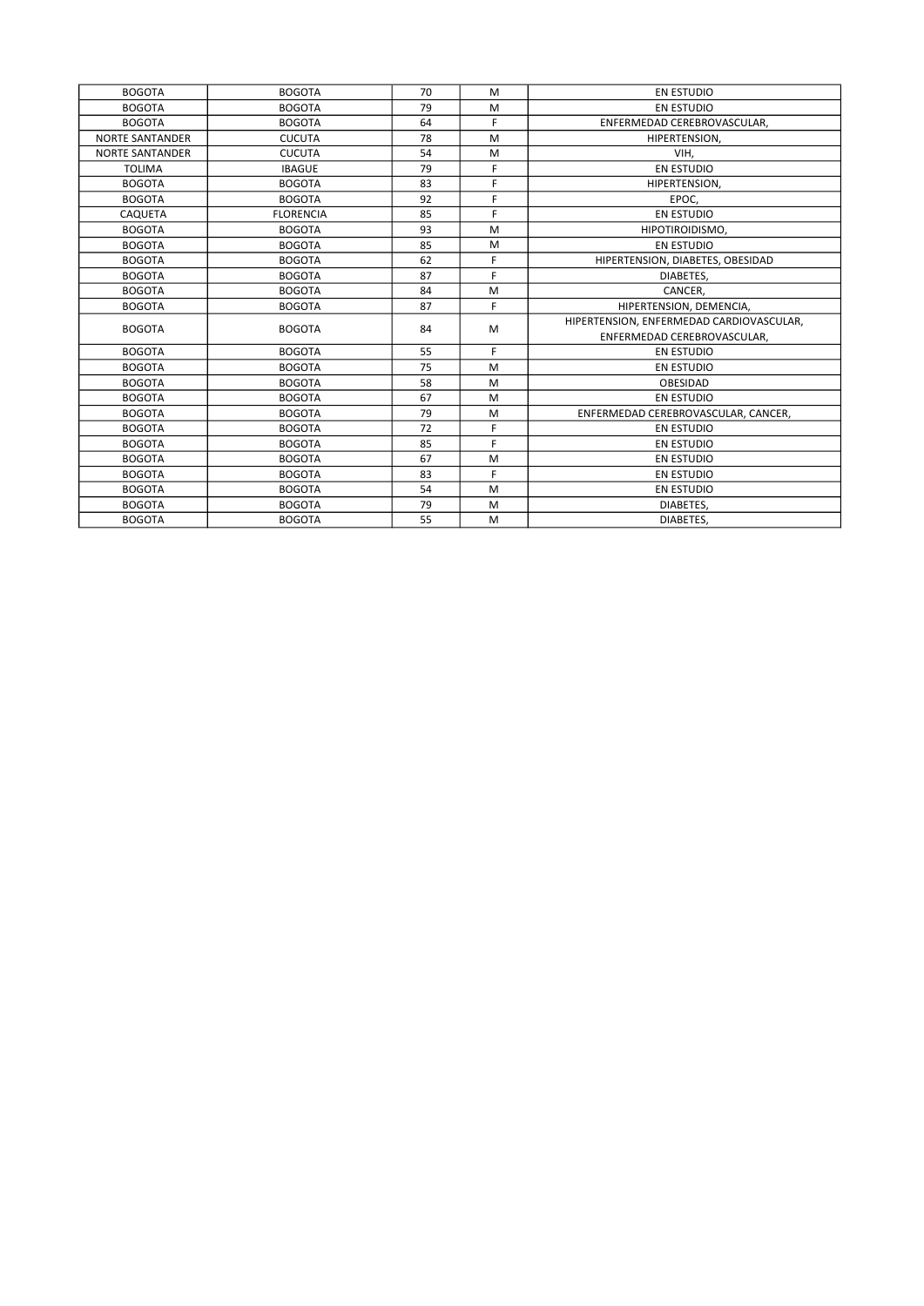| | | | | |
|---|---|---|---|---|
| BOGOTA | BOGOTA | 70 | M | EN ESTUDIO |
| BOGOTA | BOGOTA | 79 | M | EN ESTUDIO |
| BOGOTA | BOGOTA | 64 | F | ENFERMEDAD CEREBROVASCULAR, |
| NORTE SANTANDER | CUCUTA | 78 | M | HIPERTENSION, |
| NORTE SANTANDER | CUCUTA | 54 | M | VIH, |
| TOLIMA | IBAGUE | 79 | F | EN ESTUDIO |
| BOGOTA | BOGOTA | 83 | F | HIPERTENSION, |
| BOGOTA | BOGOTA | 92 | F | EPOC, |
| CAQUETA | FLORENCIA | 85 | F | EN ESTUDIO |
| BOGOTA | BOGOTA | 93 | M | HIPOTIROIDISMO, |
| BOGOTA | BOGOTA | 85 | M | EN ESTUDIO |
| BOGOTA | BOGOTA | 62 | F | HIPERTENSION, DIABETES, OBESIDAD |
| BOGOTA | BOGOTA | 87 | F | DIABETES, |
| BOGOTA | BOGOTA | 84 | M | CANCER, |
| BOGOTA | BOGOTA | 87 | F | HIPERTENSION, DEMENCIA, |
| BOGOTA | BOGOTA | 84 | M | HIPERTENSION, ENFERMEDAD CARDIOVASCULAR, ENFERMEDAD CEREBROVASCULAR, |
| BOGOTA | BOGOTA | 55 | F | EN ESTUDIO |
| BOGOTA | BOGOTA | 75 | M | EN ESTUDIO |
| BOGOTA | BOGOTA | 58 | M | OBESIDAD |
| BOGOTA | BOGOTA | 67 | M | EN ESTUDIO |
| BOGOTA | BOGOTA | 79 | M | ENFERMEDAD CEREBROVASCULAR, CANCER, |
| BOGOTA | BOGOTA | 72 | F | EN ESTUDIO |
| BOGOTA | BOGOTA | 85 | F | EN ESTUDIO |
| BOGOTA | BOGOTA | 67 | M | EN ESTUDIO |
| BOGOTA | BOGOTA | 83 | F | EN ESTUDIO |
| BOGOTA | BOGOTA | 54 | M | EN ESTUDIO |
| BOGOTA | BOGOTA | 79 | M | DIABETES, |
| BOGOTA | BOGOTA | 55 | M | DIABETES, |